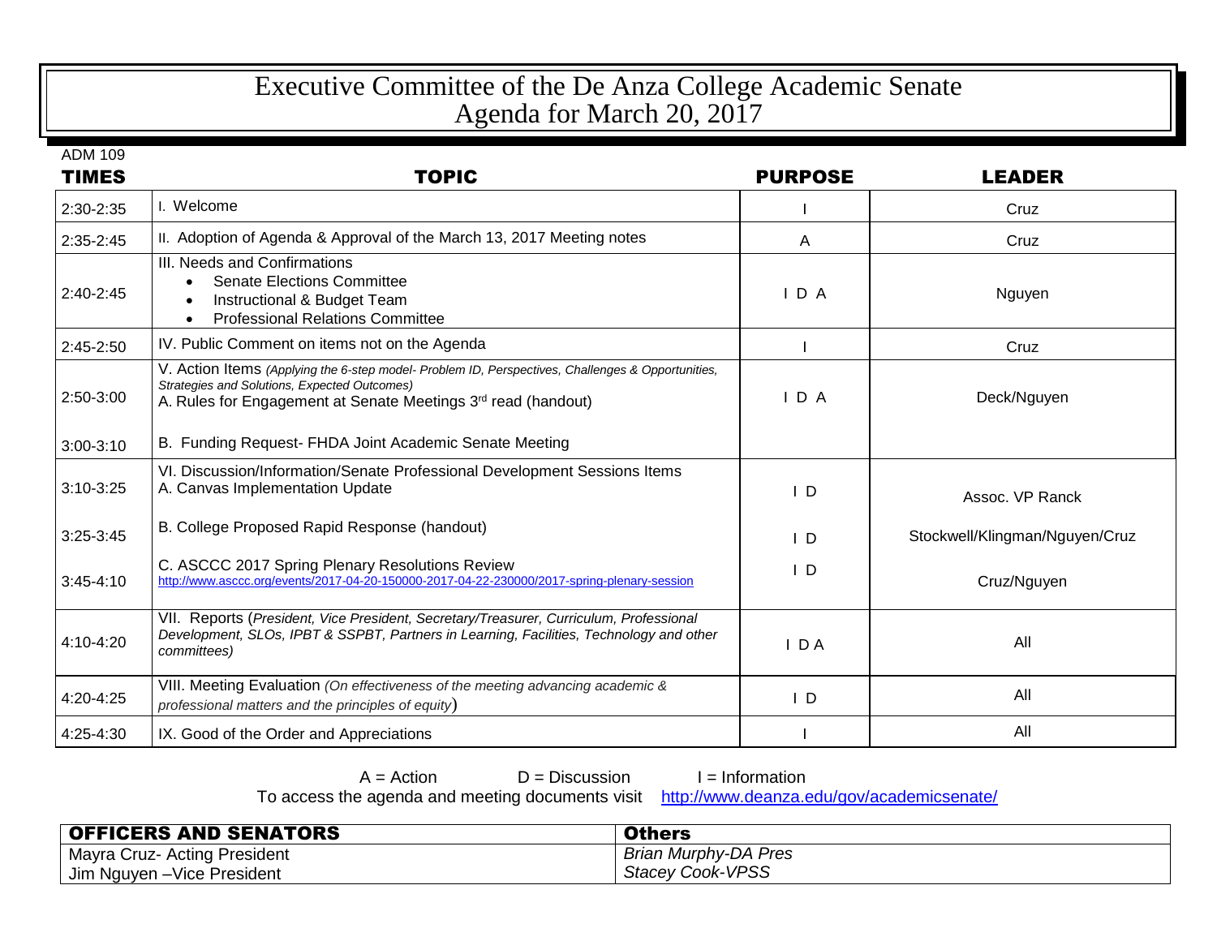# Executive Committee of the De Anza College Academic Senate
# Agenda for March 20, 2017

ADM 109

| TIMES | TOPIC | PURPOSE | LEADER |
|---|---|---|---|
| 2:30-2:35 | I. Welcome | I | Cruz |
| 2:35-2:45 | II. Adoption of Agenda & Approval of the March 13, 2017 Meeting notes | A | Cruz |
| 2:40-2:45 | III. Needs and Confirmations<br>• Senate Elections Committee<br>• Instructional & Budget Team<br>• Professional Relations Committee | I D A | Nguyen |
| 2:45-2:50 | IV. Public Comment on items not on the Agenda | I | Cruz |
| 2:50-3:00 | V. Action Items *(Applying the 6-step model- Problem ID, Perspectives, Challenges & Opportunities, Strategies and Solutions, Expected Outcomes)*<br>A. Rules for Engagement at Senate Meetings 3rd read (handout) | I D A | Deck/Nguyen |
| 3:00-3:10 | B. Funding Request- FHDA Joint Academic Senate Meeting | | |
| 3:10-3:25 | VI. Discussion/Information/Senate Professional Development Sessions Items<br>A. Canvas Implementation Update | I D | Assoc. VP Ranck |
| 3:25-3:45 | B. College Proposed Rapid Response (handout) | I D | Stockwell/Klingman/Nguyen/Cruz |
| 3:45-4:10 | C. ASCCC 2017 Spring Plenary Resolutions Review<br>http://www.asccc.org/events/2017-04-20-150000-2017-04-22-230000/2017-spring-plenary-session | I D | Cruz/Nguyen |
| 4:10-4:20 | VII. Reports (*President, Vice President, Secretary/Treasurer, Curriculum, Professional Development, SLOs, IPBT & SSPBT, Partners in Learning, Facilities, Technology and other committees)* | I D A | All |
| 4:20-4:25 | VIII. Meeting Evaluation *(On effectiveness of the meeting advancing academic & professional matters and the principles of equity)* | I D | All |
| 4:25-4:30 | IX. Good of the Order and Appreciations | I | All |

A = Action D = Discussion I = Information

To access the agenda and meeting documents visit http://www.deanza.edu/gov/academicsenate/

| OFFICERS AND SENATORS | Others |
|---|---|
| Mayra Cruz- Acting President | *Brian Murphy-DA Pres* |
| Jim Nguyen –Vice President | *Stacey Cook-VPSS* |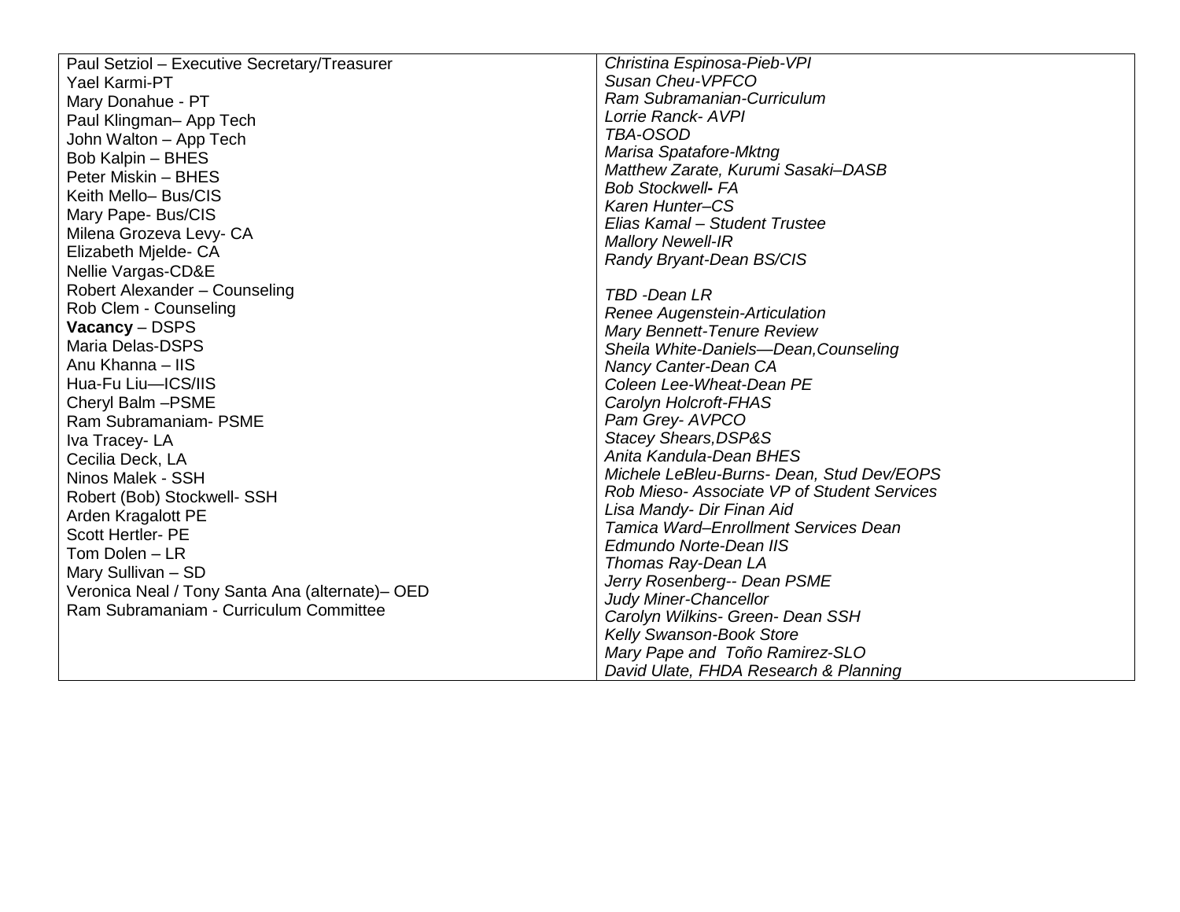| | |
|---|---|
| Paul Setziol – Executive Secretary/Treasurer<br>Yael Karmi-PT<br>Mary Donahue - PT<br>Paul Klingman– App Tech<br>John Walton – App Tech<br>Bob Kalpin – BHES<br>Peter Miskin – BHES<br>Keith Mello– Bus/CIS<br>Mary Pape- Bus/CIS<br>Milena Grozeva Levy- CA<br>Elizabeth Mjelde- CA<br>Nellie Vargas-CD&E<br>Robert Alexander – Counseling<br>Rob Clem - Counseling<br>**Vacancy** – DSPS<br>Maria Delas-DSPS<br>Anu Khanna – IIS<br>Hua-Fu Liu—ICS/IIS<br>Cheryl Balm –PSME<br>Ram Subramaniam- PSME<br>Iva Tracey- LA<br>Cecilia Deck, LA<br>Ninos Malek - SSH<br>Robert (Bob) Stockwell- SSH<br>Arden Kragalott PE<br>Scott Hertler- PE<br>Tom Dolen – LR<br>Mary Sullivan – SD<br>Veronica Neal / Tony Santa Ana (alternate)– OED<br>Ram Subramaniam - Curriculum Committee | *Christina Espinosa-Pieb-VPI*<br>*Susan Cheu-VPFCO*<br>*Ram Subramanian-Curriculum*<br>*Lorrie Ranck- AVPI*<br>*TBA-OSOD*<br>*Marisa Spatafore-Mktng*<br>*Matthew Zarate, Kurumi Sasaki–DASB*<br>*Bob Stockwell- FA*<br>*Karen Hunter–CS*<br>*Elias Kamal – Student Trustee*<br>*Mallory Newell-IR*<br>*Randy Bryant-Dean BS/CIS*<br><br>*TBD -Dean LR*<br>*Renee Augenstein-Articulation*<br>*Mary Bennett-Tenure Review*<br>*Sheila White-Daniels—Dean,Counseling*<br>*Nancy Canter-Dean CA*<br>*Coleen Lee-Wheat-Dean PE*<br>*Carolyn Holcroft-FHAS*<br>*Pam Grey- AVPCO*<br>*Stacey Shears,DSP&S*<br>*Anita Kandula-Dean BHES*<br>*Michele LeBleu-Burns- Dean, Stud Dev/EOPS*<br>*Rob Mieso- Associate VP of Student Services*<br>*Lisa Mandy- Dir Finan Aid*<br>*Tamica Ward–Enrollment Services Dean*<br>*Edmundo Norte-Dean IIS*<br>*Thomas Ray-Dean LA*<br>*Jerry Rosenberg-- Dean PSME*<br>*Judy Miner-Chancellor*<br>*Carolyn Wilkins- Green- Dean SSH*<br>*Kelly Swanson-Book Store*<br>*Mary Pape and Toño Ramirez-SLO*<br>*David Ulate, FHDA Research & Planning* |